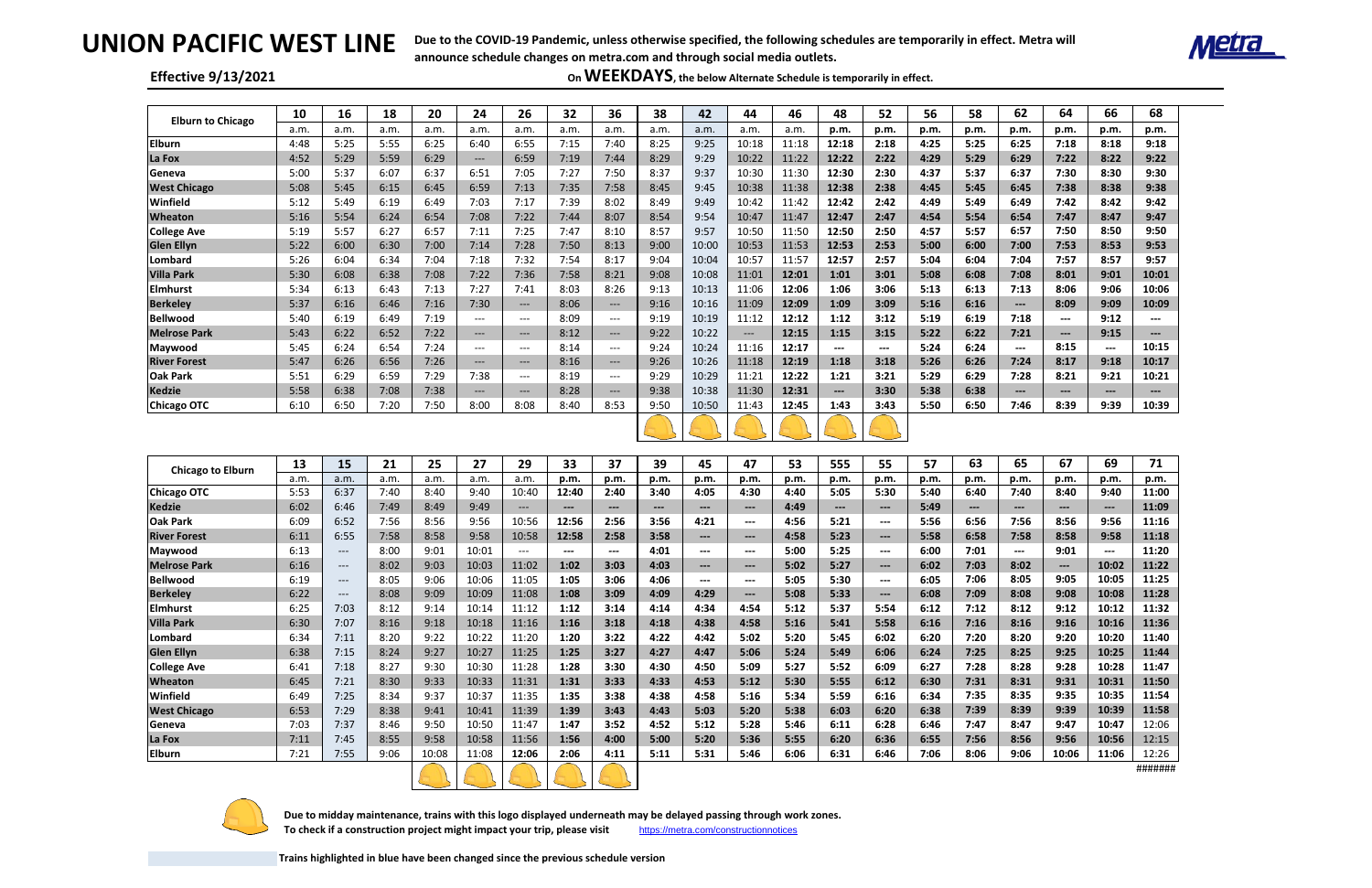# UNION PACIFIC WEST LINE

Due to the COVID-19 Pandemic, unless otherwise specified, the following schedules are temporarily in effect. Metra will announce schedule changes on metra.com and through social media outlets.

**Effective 9/13/2021**

On **WEEKDAYS**, the below Alternate Schedule is temporarily in effect.

| Elburn to Chicago | 10 | 16 | 18 | 20 | 24 | 26 | 32 | 36 | 38 | 42 | 44 | 46 | 48 | 52 | 56 | 58 | 62 | 64 | 66 | 68 |
|---|---|---|---|---|---|---|---|---|---|---|---|---|---|---|---|---|---|---|---|---|
| | a.m. | a.m. | a.m. | a.m. | a.m. | a.m. | a.m. | a.m. | a.m. | a.m. | a.m. | a.m. | p.m. | p.m. | p.m. | p.m. | p.m. | p.m. | p.m. | p.m. |
| Elburn | 4:48 | 5:25 | 5:55 | 6:25 | 6:40 | 6:55 | 7:15 | 7:40 | 8:25 | 9:25 | 10:18 | 11:18 | 12:18 | 2:18 | 4:25 | 5:25 | 6:25 | 7:18 | 8:18 | 9:18 |
| La Fox | 4:52 | 5:29 | 5:59 | 6:29 | --- | 6:59 | 7:19 | 7:44 | 8:29 | 9:29 | 10:22 | 11:22 | 12:22 | 2:22 | 4:29 | 5:29 | 6:29 | 7:22 | 8:22 | 9:22 |
| Geneva | 5:00 | 5:37 | 6:07 | 6:37 | 6:51 | 7:05 | 7:27 | 7:50 | 8:37 | 9:37 | 10:30 | 11:30 | 12:30 | 2:30 | 4:37 | 5:37 | 6:37 | 7:30 | 8:30 | 9:30 |
| West Chicago | 5:08 | 5:45 | 6:15 | 6:45 | 6:59 | 7:13 | 7:35 | 7:58 | 8:45 | 9:45 | 10:38 | 11:38 | 12:38 | 2:38 | 4:45 | 5:45 | 6:45 | 7:38 | 8:38 | 9:38 |
| Winfield | 5:12 | 5:49 | 6:19 | 6:49 | 7:03 | 7:17 | 7:39 | 8:02 | 8:49 | 9:49 | 10:42 | 11:42 | 12:42 | 2:42 | 4:49 | 5:49 | 6:49 | 7:42 | 8:42 | 9:42 |
| Wheaton | 5:16 | 5:54 | 6:24 | 6:54 | 7:08 | 7:22 | 7:44 | 8:07 | 8:54 | 9:54 | 10:47 | 11:47 | 12:47 | 2:47 | 4:54 | 5:54 | 6:54 | 7:47 | 8:47 | 9:47 |
| College Ave | 5:19 | 5:57 | 6:27 | 6:57 | 7:11 | 7:25 | 7:47 | 8:10 | 8:57 | 9:57 | 10:50 | 11:50 | 12:50 | 2:50 | 4:57 | 5:57 | 6:57 | 7:50 | 8:50 | 9:50 |
| Glen Ellyn | 5:22 | 6:00 | 6:30 | 7:00 | 7:14 | 7:28 | 7:50 | 8:13 | 9:00 | 10:00 | 10:53 | 11:53 | 12:53 | 2:53 | 5:00 | 6:00 | 7:00 | 7:53 | 8:53 | 9:53 |
| Lombard | 5:26 | 6:04 | 6:34 | 7:04 | 7:18 | 7:32 | 7:54 | 8:17 | 9:04 | 10:04 | 10:57 | 11:57 | 12:57 | 2:57 | 5:04 | 6:04 | 7:04 | 7:57 | 8:57 | 9:57 |
| Villa Park | 5:30 | 6:08 | 6:38 | 7:08 | 7:22 | 7:36 | 7:58 | 8:21 | 9:08 | 10:08 | 11:01 | 12:01 | 1:01 | 3:01 | 5:08 | 6:08 | 7:08 | 8:01 | 9:01 | 10:01 |
| Elmhurst | 5:34 | 6:13 | 6:43 | 7:13 | 7:27 | 7:41 | 8:03 | 8:26 | 9:13 | 10:13 | 11:06 | 12:06 | 1:06 | 3:06 | 5:13 | 6:13 | 7:13 | 8:06 | 9:06 | 10:06 |
| Berkeley | 5:37 | 6:16 | 6:46 | 7:16 | 7:30 | --- | 8:06 | --- | 9:16 | 10:16 | 11:09 | 12:09 | 1:09 | 3:09 | 5:16 | 6:16 | --- | 8:09 | 9:09 | 10:09 |
| Bellwood | 5:40 | 6:19 | 6:49 | 7:19 | --- | --- | 8:09 | --- | 9:19 | 10:19 | 11:12 | 12:12 | 1:12 | 3:12 | 5:19 | 6:19 | 7:18 | --- | 9:12 | --- |
| Melrose Park | 5:43 | 6:22 | 6:52 | 7:22 | --- | --- | 8:12 | --- | 9:22 | 10:22 | --- | 12:15 | 1:15 | 3:15 | 5:22 | 6:22 | 7:21 | --- | 9:15 | --- |
| Maywood | 5:45 | 6:24 | 6:54 | 7:24 | --- | --- | 8:14 | --- | 9:24 | 10:24 | 11:16 | 12:17 | --- | --- | 5:24 | 6:24 | --- | 8:15 | --- | 10:15 |
| River Forest | 5:47 | 6:26 | 6:56 | 7:26 | --- | --- | 8:16 | --- | 9:26 | 10:26 | 11:18 | 12:19 | 1:18 | 3:18 | 5:26 | 6:26 | 7:24 | 8:17 | 9:18 | 10:17 |
| Oak Park | 5:51 | 6:29 | 6:59 | 7:29 | 7:38 | --- | 8:19 | --- | 9:29 | 10:29 | 11:21 | 12:22 | 1:21 | 3:21 | 5:29 | 6:29 | 7:28 | 8:21 | 9:21 | 10:21 |
| Kedzie | 5:58 | 6:38 | 7:08 | 7:38 | --- | --- | 8:28 | --- | 9:38 | 10:38 | 11:30 | 12:31 | --- | 3:30 | 5:38 | 6:38 | --- | --- | --- | --- |
| Chicago OTC | 6:10 | 6:50 | 7:20 | 7:50 | 8:00 | 8:08 | 8:40 | 8:53 | 9:50 | 10:50 | 11:43 | 12:45 | 1:43 | 3:43 | 5:50 | 6:50 | 7:46 | 8:39 | 9:39 | 10:39 |

| Chicago to Elburn | 13 | 15 | 21 | 25 | 27 | 29 | 33 | 37 | 39 | 45 | 47 | 53 | 555 | 55 | 57 | 63 | 65 | 67 | 69 | 71 |
|---|---|---|---|---|---|---|---|---|---|---|---|---|---|---|---|---|---|---|---|---|
| | a.m. | a.m. | a.m. | a.m. | a.m. | a.m. | p.m. | p.m. | p.m. | p.m. | p.m. | p.m. | p.m. | p.m. | p.m. | p.m. | p.m. | p.m. | p.m. | p.m. |
| Chicago OTC | 5:53 | 6:37 | 7:40 | 8:40 | 9:40 | 10:40 | 12:40 | 2:40 | 3:40 | 4:05 | 4:30 | 4:40 | 5:05 | 5:30 | 5:40 | 6:40 | 7:40 | 8:40 | 9:40 | 11:00 |
| Kedzie | 6:02 | 6:46 | 7:49 | 8:49 | 9:49 | --- | --- | --- | --- | --- | --- | 4:49 | --- | --- | 5:49 | --- | --- | --- | --- | 11:09 |
| Oak Park | 6:09 | 6:52 | 7:56 | 8:56 | 9:56 | 10:56 | 12:56 | 2:56 | 3:56 | 4:21 | --- | 4:56 | 5:21 | --- | 5:56 | 6:56 | 7:56 | 8:56 | 9:56 | 11:16 |
| River Forest | 6:11 | 6:55 | 7:58 | 8:58 | 9:58 | 10:58 | 12:58 | 2:58 | 3:58 | --- | --- | 4:58 | 5:23 | --- | 5:58 | 6:58 | 7:58 | 8:58 | 9:58 | 11:18 |
| Maywood | 6:13 | --- | 8:00 | 9:01 | 10:01 | --- | --- | --- | 4:01 | --- | --- | 5:00 | 5:25 | --- | 6:00 | 7:01 | --- | 9:01 | --- | 11:20 |
| Melrose Park | 6:16 | --- | 8:02 | 9:03 | 10:03 | 11:02 | 1:02 | 3:03 | 4:03 | --- | --- | 5:02 | 5:27 | --- | 6:02 | 7:03 | 8:02 | --- | 10:02 | 11:22 |
| Bellwood | 6:19 | --- | 8:05 | 9:06 | 10:06 | 11:05 | 1:05 | 3:06 | 4:06 | --- | --- | 5:05 | 5:30 | --- | 6:05 | 7:06 | 8:05 | 9:05 | 10:05 | 11:25 |
| Berkeley | 6:22 | --- | 8:08 | 9:09 | 10:09 | 11:08 | 1:08 | 3:09 | 4:09 | 4:29 | --- | 5:08 | 5:33 | --- | 6:08 | 7:09 | 8:08 | 9:08 | 10:08 | 11:28 |
| Elmhurst | 6:25 | 7:03 | 8:12 | 9:14 | 10:14 | 11:12 | 1:12 | 3:14 | 4:14 | 4:34 | 4:54 | 5:12 | 5:37 | 5:54 | 6:12 | 7:12 | 8:12 | 9:12 | 10:12 | 11:32 |
| Villa Park | 6:30 | 7:07 | 8:16 | 9:18 | 10:18 | 11:16 | 1:16 | 3:18 | 4:18 | 4:38 | 4:58 | 5:16 | 5:41 | 5:58 | 6:16 | 7:16 | 8:16 | 9:16 | 10:16 | 11:36 |
| Lombard | 6:34 | 7:11 | 8:20 | 9:22 | 10:22 | 11:20 | 1:20 | 3:22 | 4:22 | 4:42 | 5:02 | 5:20 | 5:45 | 6:02 | 6:20 | 7:20 | 8:20 | 9:20 | 10:20 | 11:40 |
| Glen Ellyn | 6:38 | 7:15 | 8:24 | 9:27 | 10:27 | 11:25 | 1:25 | 3:27 | 4:27 | 4:47 | 5:06 | 5:24 | 5:49 | 6:06 | 6:24 | 7:25 | 8:25 | 9:25 | 10:25 | 11:44 |
| College Ave | 6:41 | 7:18 | 8:27 | 9:30 | 10:30 | 11:28 | 1:28 | 3:30 | 4:30 | 4:50 | 5:09 | 5:27 | 5:52 | 6:09 | 6:27 | 7:28 | 8:28 | 9:28 | 10:28 | 11:47 |
| Wheaton | 6:45 | 7:21 | 8:30 | 9:33 | 10:33 | 11:31 | 1:31 | 3:33 | 4:33 | 4:53 | 5:12 | 5:30 | 5:55 | 6:12 | 6:30 | 7:31 | 8:31 | 9:31 | 10:31 | 11:50 |
| Winfield | 6:49 | 7:25 | 8:34 | 9:37 | 10:37 | 11:35 | 1:35 | 3:38 | 4:38 | 4:58 | 5:16 | 5:34 | 5:59 | 6:16 | 6:34 | 7:35 | 8:35 | 9:35 | 10:35 | 11:54 |
| West Chicago | 6:53 | 7:29 | 8:38 | 9:41 | 10:41 | 11:39 | 1:39 | 3:43 | 4:43 | 5:03 | 5:20 | 5:38 | 6:03 | 6:20 | 6:38 | 7:39 | 8:39 | 9:39 | 10:39 | 11:58 |
| Geneva | 7:03 | 7:37 | 8:46 | 9:50 | 10:50 | 11:47 | 1:47 | 3:52 | 4:52 | 5:12 | 5:28 | 5:46 | 6:11 | 6:28 | 6:46 | 7:47 | 8:47 | 9:47 | 10:47 | 12:06 |
| La Fox | 7:11 | 7:45 | 8:55 | 9:58 | 10:58 | 11:56 | 1:56 | 4:00 | 5:00 | 5:20 | 5:36 | 5:55 | 6:20 | 6:36 | 6:55 | 7:56 | 8:56 | 9:56 | 10:56 | 12:15 |
| Elburn | 7:21 | 7:55 | 9:06 | 10:08 | 11:08 | 12:06 | 2:06 | 4:11 | 5:11 | 5:31 | 5:46 | 6:06 | 6:31 | 6:46 | 7:06 | 8:06 | 9:06 | 10:06 | 11:06 | 12:26 |

#######

**Due to midday maintenance, trains with this logo displayed underneath may be delayed passing through work zones.**
**To check if a construction project might impact your trip, please visit** https://metra.com/constructionnotices

**Trains highlighted in blue have been changed since the previous schedule version**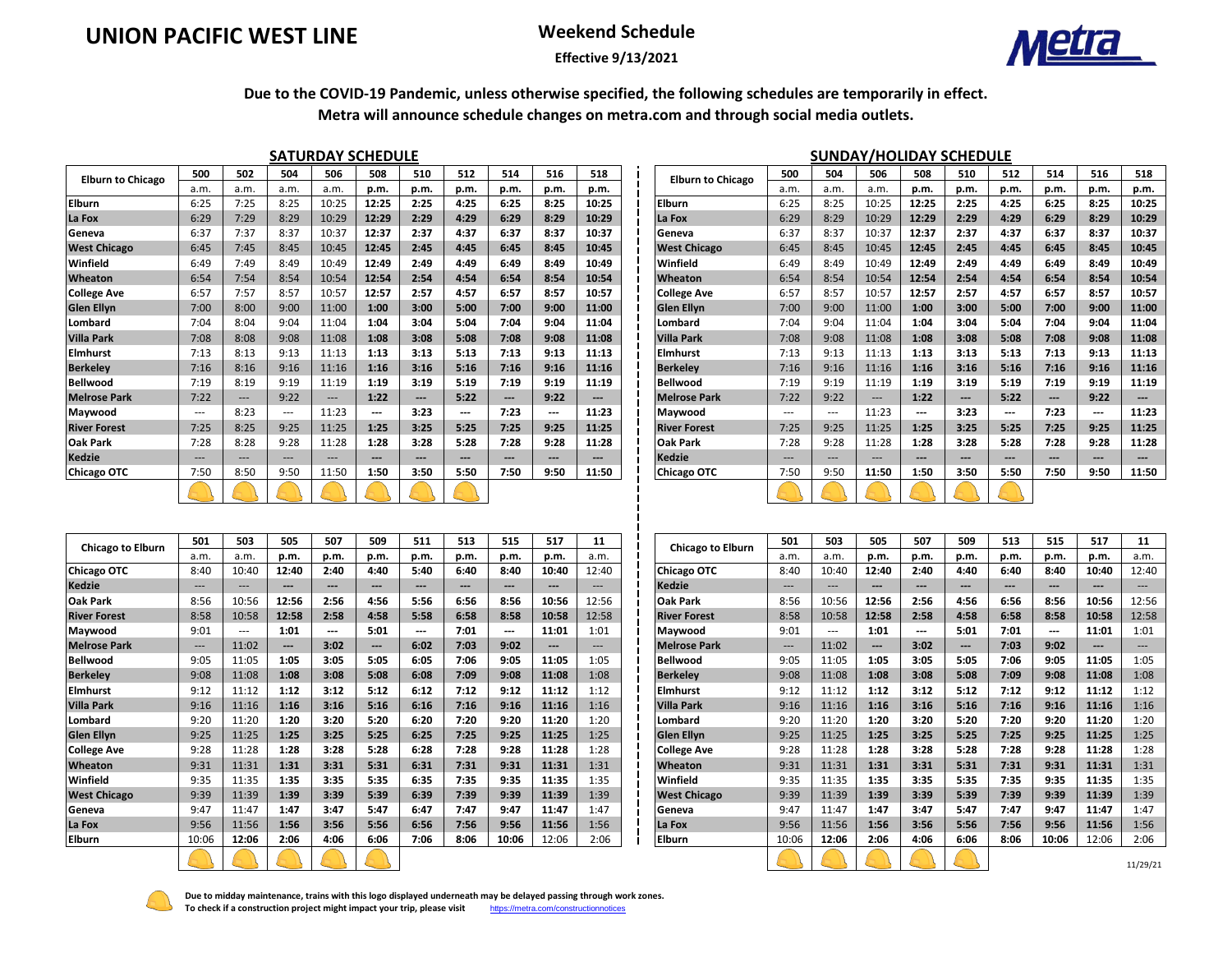# UNION PACIFIC WEST LINE

## Weekend Schedule

**Effective 9/13/2021**

**Due to the COVID-19 Pandemic, unless otherwise specified, the following schedules are temporarily in effect.**
**Metra will announce schedule changes on metra.com and through social media outlets.**

## SATURDAY SCHEDULE

| Elburn to Chicago | 500 | 502 | 504 | 506 | 508 | 510 | 512 | 514 | 516 | 518 |
|---|---|---|---|---|---|---|---|---|---|---|
| | a.m. | a.m. | a.m. | a.m. | p.m. | p.m. | p.m. | p.m. | p.m. | p.m. |
| Elburn | 6:25 | 7:25 | 8:25 | 10:25 | 12:25 | 2:25 | 4:25 | 6:25 | 8:25 | 10:25 |
| La Fox | 6:29 | 7:29 | 8:29 | 10:29 | 12:29 | 2:29 | 4:29 | 6:29 | 8:29 | 10:29 |
| Geneva | 6:37 | 7:37 | 8:37 | 10:37 | 12:37 | 2:37 | 4:37 | 6:37 | 8:37 | 10:37 |
| West Chicago | 6:45 | 7:45 | 8:45 | 10:45 | 12:45 | 2:45 | 4:45 | 6:45 | 8:45 | 10:45 |
| Winfield | 6:49 | 7:49 | 8:49 | 10:49 | 12:49 | 2:49 | 4:49 | 6:49 | 8:49 | 10:49 |
| Wheaton | 6:54 | 7:54 | 8:54 | 10:54 | 12:54 | 2:54 | 4:54 | 6:54 | 8:54 | 10:54 |
| College Ave | 6:57 | 7:57 | 8:57 | 10:57 | 12:57 | 2:57 | 4:57 | 6:57 | 8:57 | 10:57 |
| Glen Ellyn | 7:00 | 8:00 | 9:00 | 11:00 | 1:00 | 3:00 | 5:00 | 7:00 | 9:00 | 11:00 |
| Lombard | 7:04 | 8:04 | 9:04 | 11:04 | 1:04 | 3:04 | 5:04 | 7:04 | 9:04 | 11:04 |
| Villa Park | 7:08 | 8:08 | 9:08 | 11:08 | 1:08 | 3:08 | 5:08 | 7:08 | 9:08 | 11:08 |
| Elmhurst | 7:13 | 8:13 | 9:13 | 11:13 | 1:13 | 3:13 | 5:13 | 7:13 | 9:13 | 11:13 |
| Berkeley | 7:16 | 8:16 | 9:16 | 11:16 | 1:16 | 3:16 | 5:16 | 7:16 | 9:16 | 11:16 |
| Bellwood | 7:19 | 8:19 | 9:19 | 11:19 | 1:19 | 3:19 | 5:19 | 7:19 | 9:19 | 11:19 |
| Melrose Park | 7:22 | --- | 9:22 | --- | 1:22 | --- | 5:22 | --- | 9:22 | --- |
| Maywood | --- | 8:23 | --- | 11:23 | --- | 3:23 | --- | 7:23 | --- | 11:23 |
| River Forest | 7:25 | 8:25 | 9:25 | 11:25 | 1:25 | 3:25 | 5:25 | 7:25 | 9:25 | 11:25 |
| Oak Park | 7:28 | 8:28 | 9:28 | 11:28 | 1:28 | 3:28 | 5:28 | 7:28 | 9:28 | 11:28 |
| Kedzie | --- | --- | --- | --- | --- | --- | --- | --- | --- | --- |
| Chicago OTC | 7:50 | 8:50 | 9:50 | 11:50 | 1:50 | 3:50 | 5:50 | 7:50 | 9:50 | 11:50 |
| | (construction) | (construction) | (construction) | (construction) | (construction) | (construction) | (construction) | | | |

| Chicago to Elburn | 501 | 503 | 505 | 507 | 509 | 511 | 513 | 515 | 517 | 11 |
|---|---|---|---|---|---|---|---|---|---|---|
| | a.m. | a.m. | p.m. | p.m. | p.m. | p.m. | p.m. | p.m. | p.m. | a.m. |
| Chicago OTC | 8:40 | 10:40 | 12:40 | 2:40 | 4:40 | 5:40 | 6:40 | 8:40 | 10:40 | 12:40 |
| Kedzie | --- | --- | --- | --- | --- | --- | --- | --- | --- | --- |
| Oak Park | 8:56 | 10:56 | 12:56 | 2:56 | 4:56 | 5:56 | 6:56 | 8:56 | 10:56 | 12:56 |
| River Forest | 8:58 | 10:58 | 12:58 | 2:58 | 4:58 | 5:58 | 6:58 | 8:58 | 10:58 | 12:58 |
| Maywood | 9:01 | --- | 1:01 | --- | 5:01 | --- | 7:01 | --- | 11:01 | 1:01 |
| Melrose Park | --- | 11:02 | --- | 3:02 | --- | 6:02 | 7:03 | 9:02 | --- | --- |
| Bellwood | 9:05 | 11:05 | 1:05 | 3:05 | 5:05 | 6:05 | 7:06 | 9:05 | 11:05 | 1:05 |
| Berkeley | 9:08 | 11:08 | 1:08 | 3:08 | 5:08 | 6:08 | 7:09 | 9:08 | 11:08 | 1:08 |
| Elmhurst | 9:12 | 11:12 | 1:12 | 3:12 | 5:12 | 6:12 | 7:12 | 9:12 | 11:12 | 1:12 |
| Villa Park | 9:16 | 11:16 | 1:16 | 3:16 | 5:16 | 6:16 | 7:16 | 9:16 | 11:16 | 1:16 |
| Lombard | 9:20 | 11:20 | 1:20 | 3:20 | 5:20 | 6:20 | 7:20 | 9:20 | 11:20 | 1:20 |
| Glen Ellyn | 9:25 | 11:25 | 1:25 | 3:25 | 5:25 | 6:25 | 7:25 | 9:25 | 11:25 | 1:25 |
| College Ave | 9:28 | 11:28 | 1:28 | 3:28 | 5:28 | 6:28 | 7:28 | 9:28 | 11:28 | 1:28 |
| Wheaton | 9:31 | 11:31 | 1:31 | 3:31 | 5:31 | 6:31 | 7:31 | 9:31 | 11:31 | 1:31 |
| Winfield | 9:35 | 11:35 | 1:35 | 3:35 | 5:35 | 6:35 | 7:35 | 9:35 | 11:35 | 1:35 |
| West Chicago | 9:39 | 11:39 | 1:39 | 3:39 | 5:39 | 6:39 | 7:39 | 9:39 | 11:39 | 1:39 |
| Geneva | 9:47 | 11:47 | 1:47 | 3:47 | 5:47 | 6:47 | 7:47 | 9:47 | 11:47 | 1:47 |
| La Fox | 9:56 | 11:56 | 1:56 | 3:56 | 5:56 | 6:56 | 7:56 | 9:56 | 11:56 | 1:56 |
| Elburn | 10:06 | 12:06 | 2:06 | 4:06 | 6:06 | 7:06 | 8:06 | 10:06 | 12:06 | 2:06 |
| | (construction) | (construction) | (construction) | (construction) | (construction) | | | | | |

## SUNDAY/HOLIDAY SCHEDULE

| Elburn to Chicago | 500 | 504 | 506 | 508 | 510 | 512 | 514 | 516 | 518 |
|---|---|---|---|---|---|---|---|---|---|
| | a.m. | a.m. | a.m. | p.m. | p.m. | p.m. | p.m. | p.m. | p.m. |
| Elburn | 6:25 | 8:25 | 10:25 | 12:25 | 2:25 | 4:25 | 6:25 | 8:25 | 10:25 |
| La Fox | 6:29 | 8:29 | 10:29 | 12:29 | 2:29 | 4:29 | 6:29 | 8:29 | 10:29 |
| Geneva | 6:37 | 8:37 | 10:37 | 12:37 | 2:37 | 4:37 | 6:37 | 8:37 | 10:37 |
| West Chicago | 6:45 | 8:45 | 10:45 | 12:45 | 2:45 | 4:45 | 6:45 | 8:45 | 10:45 |
| Winfield | 6:49 | 8:49 | 10:49 | 12:49 | 2:49 | 4:49 | 6:49 | 8:49 | 10:49 |
| Wheaton | 6:54 | 8:54 | 10:54 | 12:54 | 2:54 | 4:54 | 6:54 | 8:54 | 10:54 |
| College Ave | 6:57 | 8:57 | 10:57 | 12:57 | 2:57 | 4:57 | 6:57 | 8:57 | 10:57 |
| Glen Ellyn | 7:00 | 9:00 | 11:00 | 1:00 | 3:00 | 5:00 | 7:00 | 9:00 | 11:00 |
| Lombard | 7:04 | 9:04 | 11:04 | 1:04 | 3:04 | 5:04 | 7:04 | 9:04 | 11:04 |
| Villa Park | 7:08 | 9:08 | 11:08 | 1:08 | 3:08 | 5:08 | 7:08 | 9:08 | 11:08 |
| Elmhurst | 7:13 | 9:13 | 11:13 | 1:13 | 3:13 | 5:13 | 7:13 | 9:13 | 11:13 |
| Berkeley | 7:16 | 9:16 | 11:16 | 1:16 | 3:16 | 5:16 | 7:16 | 9:16 | 11:16 |
| Bellwood | 7:19 | 9:19 | 11:19 | 1:19 | 3:19 | 5:19 | 7:19 | 9:19 | 11:19 |
| Melrose Park | 7:22 | 9:22 | --- | 1:22 | --- | 5:22 | --- | 9:22 | --- |
| Maywood | --- | --- | 11:23 | --- | 3:23 | --- | 7:23 | --- | 11:23 |
| River Forest | 7:25 | 9:25 | 11:25 | 1:25 | 3:25 | 5:25 | 7:25 | 9:25 | 11:25 |
| Oak Park | 7:28 | 9:28 | 11:28 | 1:28 | 3:28 | 5:28 | 7:28 | 9:28 | 11:28 |
| Kedzie | --- | --- | --- | --- | --- | --- | --- | --- | --- |
| Chicago OTC | 7:50 | 9:50 | 11:50 | 1:50 | 3:50 | 5:50 | 7:50 | 9:50 | 11:50 |
| | (construction) | (construction) | (construction) | (construction) | (construction) | (construction) | | | |

| Chicago to Elburn | 501 | 503 | 505 | 507 | 509 | 513 | 515 | 517 | 11 |
|---|---|---|---|---|---|---|---|---|---|
| | a.m. | a.m. | p.m. | p.m. | p.m. | p.m. | p.m. | p.m. | a.m. |
| Chicago OTC | 8:40 | 10:40 | 12:40 | 2:40 | 4:40 | 6:40 | 8:40 | 10:40 | 12:40 |
| Kedzie | --- | --- | --- | --- | --- | --- | --- | --- | --- |
| Oak Park | 8:56 | 10:56 | 12:56 | 2:56 | 4:56 | 6:56 | 8:56 | 10:56 | 12:56 |
| River Forest | 8:58 | 10:58 | 12:58 | 2:58 | 4:58 | 6:58 | 8:58 | 10:58 | 12:58 |
| Maywood | 9:01 | --- | 1:01 | --- | 5:01 | 7:01 | --- | 11:01 | 1:01 |
| Melrose Park | --- | 11:02 | --- | 3:02 | --- | 7:03 | 9:02 | --- | --- |
| Bellwood | 9:05 | 11:05 | 1:05 | 3:05 | 5:05 | 7:06 | 9:05 | 11:05 | 1:05 |
| Berkeley | 9:08 | 11:08 | 1:08 | 3:08 | 5:08 | 7:09 | 9:08 | 11:08 | 1:08 |
| Elmhurst | 9:12 | 11:12 | 1:12 | 3:12 | 5:12 | 7:12 | 9:12 | 11:12 | 1:12 |
| Villa Park | 9:16 | 11:16 | 1:16 | 3:16 | 5:16 | 7:16 | 9:16 | 11:16 | 1:16 |
| Lombard | 9:20 | 11:20 | 1:20 | 3:20 | 5:20 | 7:20 | 9:20 | 11:20 | 1:20 |
| Glen Ellyn | 9:25 | 11:25 | 1:25 | 3:25 | 5:25 | 7:25 | 9:25 | 11:25 | 1:25 |
| College Ave | 9:28 | 11:28 | 1:28 | 3:28 | 5:28 | 7:28 | 9:28 | 11:28 | 1:28 |
| Wheaton | 9:31 | 11:31 | 1:31 | 3:31 | 5:31 | 7:31 | 9:31 | 11:31 | 1:31 |
| Winfield | 9:35 | 11:35 | 1:35 | 3:35 | 5:35 | 7:35 | 9:35 | 11:35 | 1:35 |
| West Chicago | 9:39 | 11:39 | 1:39 | 3:39 | 5:39 | 7:39 | 9:39 | 11:39 | 1:39 |
| Geneva | 9:47 | 11:47 | 1:47 | 3:47 | 5:47 | 7:47 | 9:47 | 11:47 | 1:47 |
| La Fox | 9:56 | 11:56 | 1:56 | 3:56 | 5:56 | 7:56 | 9:56 | 11:56 | 1:56 |
| Elburn | 10:06 | 12:06 | 2:06 | 4:06 | 6:06 | 8:06 | 10:06 | 12:06 | 2:06 |
| | (construction) | (construction) | (construction) | (construction) | (construction) | | | | |

11/29/21

**Due to midday maintenance, trains with this logo displayed underneath may be delayed passing through work zones.**
**To check if a construction project might impact your trip, please visit** https://metra.com/constructionnotices